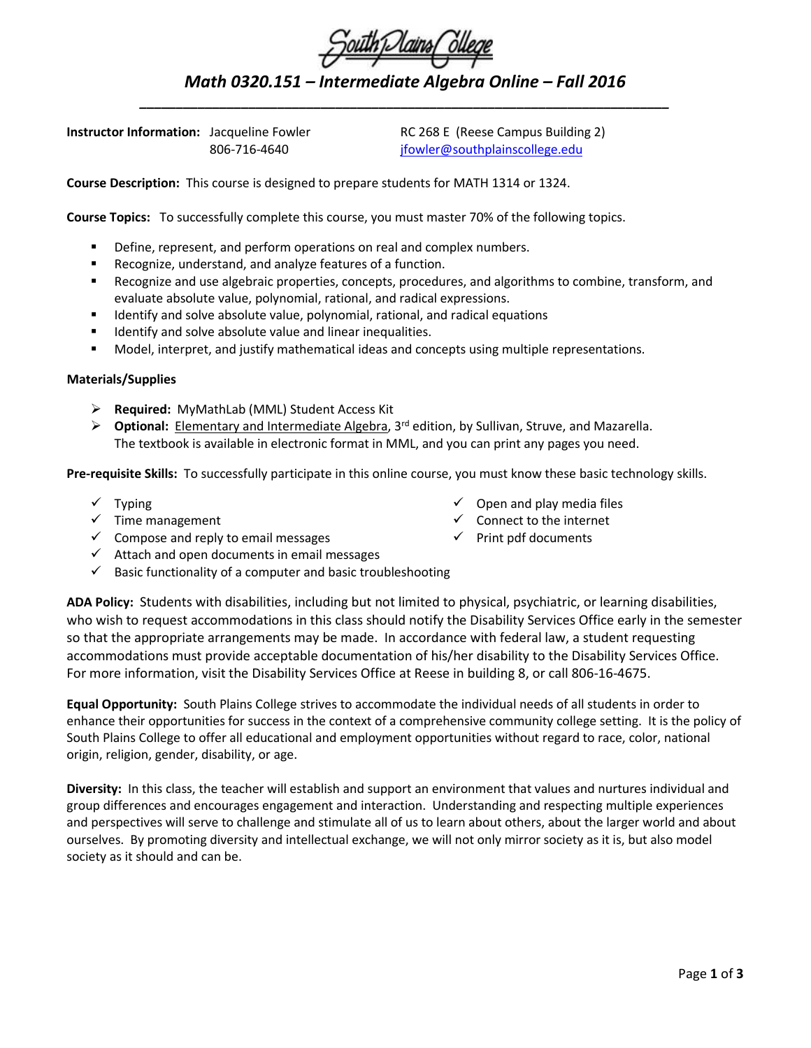South Plains College

# *Math 0320.151 – Intermediate Algebra Online – Fall 2016*

---

**Instructor Information:** Jacqueline Fowler
806-716-4640

RC 268 E (Reese Campus Building 2)
jfowler@southplainscollege.edu

**Course Description:** This course is designed to prepare students for MATH 1314 or 1324.

**Course Topics:** To successfully complete this course, you must master 70% of the following topics.

- Define, represent, and perform operations on real and complex numbers.
- Recognize, understand, and analyze features of a function.
- Recognize and use algebraic properties, concepts, procedures, and algorithms to combine, transform, and evaluate absolute value, polynomial, rational, and radical expressions.
- Identify and solve absolute value, polynomial, rational, and radical equations
- Identify and solve absolute value and linear inequalities.
- Model, interpret, and justify mathematical ideas and concepts using multiple representations.

**Materials/Supplies**

- **Required:** MyMathLab (MML) Student Access Kit
- **Optional:** Elementary and Intermediate Algebra, 3rd edition, by Sullivan, Struve, and Mazarella. The textbook is available in electronic format in MML, and you can print any pages you need.

**Pre-requisite Skills:** To successfully participate in this online course, you must know these basic technology skills.

- ✓ Typing
- ✓ Time management
- ✓ Compose and reply to email messages
- ✓ Attach and open documents in email messages
- ✓ Basic functionality of a computer and basic troubleshooting
- ✓ Open and play media files
- ✓ Connect to the internet
- ✓ Print pdf documents

**ADA Policy:** Students with disabilities, including but not limited to physical, psychiatric, or learning disabilities, who wish to request accommodations in this class should notify the Disability Services Office early in the semester so that the appropriate arrangements may be made. In accordance with federal law, a student requesting accommodations must provide acceptable documentation of his/her disability to the Disability Services Office. For more information, visit the Disability Services Office at Reese in building 8, or call 806-16-4675.

**Equal Opportunity:** South Plains College strives to accommodate the individual needs of all students in order to enhance their opportunities for success in the context of a comprehensive community college setting. It is the policy of South Plains College to offer all educational and employment opportunities without regard to race, color, national origin, religion, gender, disability, or age.

**Diversity:** In this class, the teacher will establish and support an environment that values and nurtures individual and group differences and encourages engagement and interaction. Understanding and respecting multiple experiences and perspectives will serve to challenge and stimulate all of us to learn about others, about the larger world and about ourselves. By promoting diversity and intellectual exchange, we will not only mirror society as it is, but also model society as it should and can be.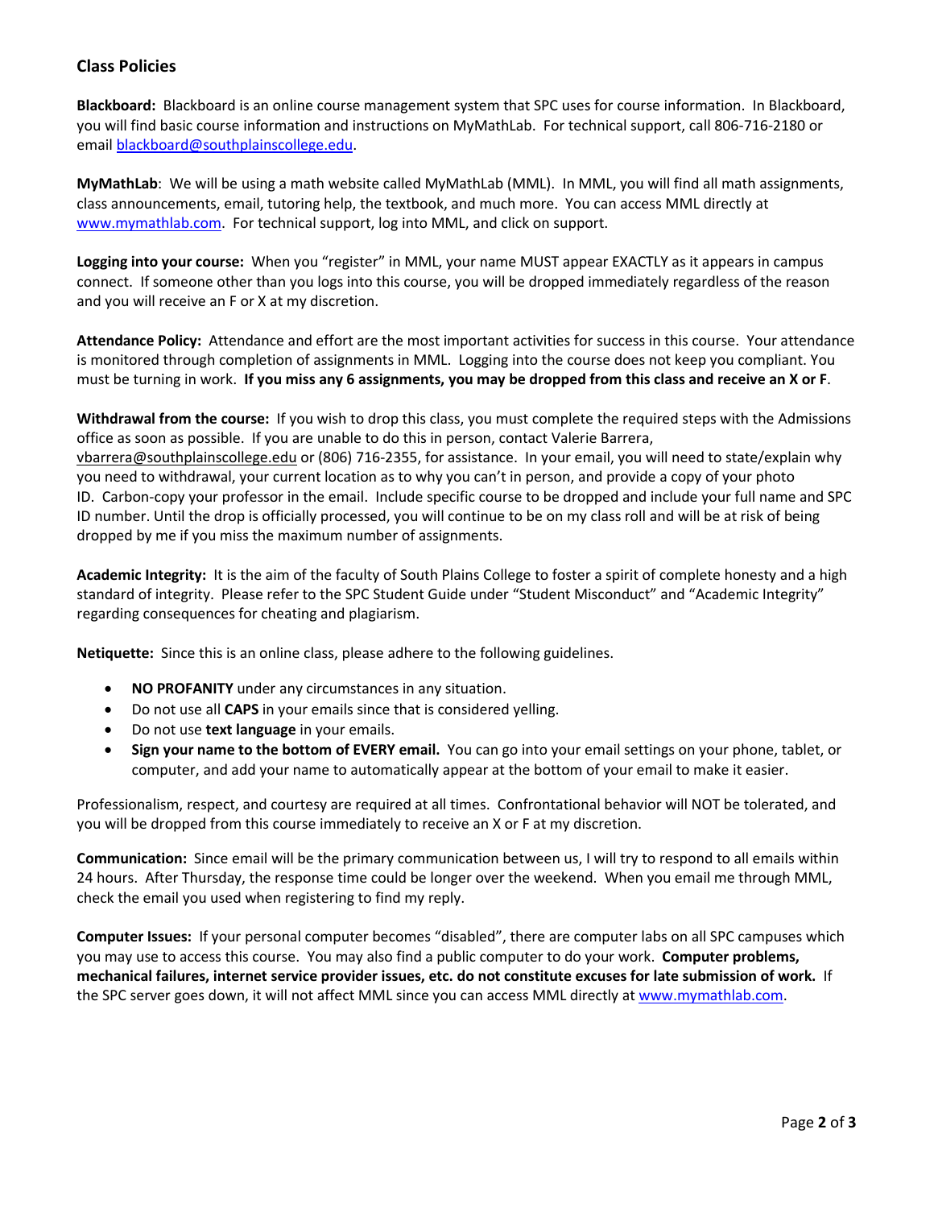## Class Policies

**Blackboard:** Blackboard is an online course management system that SPC uses for course information. In Blackboard, you will find basic course information and instructions on MyMathLab. For technical support, call 806-716-2180 or email blackboard@southplainscollege.edu.

**MyMathLab**: We will be using a math website called MyMathLab (MML). In MML, you will find all math assignments, class announcements, email, tutoring help, the textbook, and much more. You can access MML directly at www.mymathlab.com. For technical support, log into MML, and click on support.

**Logging into your course:** When you "register" in MML, your name MUST appear EXACTLY as it appears in campus connect. If someone other than you logs into this course, you will be dropped immediately regardless of the reason and you will receive an F or X at my discretion.

**Attendance Policy:** Attendance and effort are the most important activities for success in this course. Your attendance is monitored through completion of assignments in MML. Logging into the course does not keep you compliant. You must be turning in work. **If you miss any 6 assignments, you may be dropped from this class and receive an X or F**.

**Withdrawal from the course:** If you wish to drop this class, you must complete the required steps with the Admissions office as soon as possible. If you are unable to do this in person, contact Valerie Barrera, vbarrera@southplainscollege.edu or (806) 716-2355, for assistance. In your email, you will need to state/explain why you need to withdrawal, your current location as to why you can't in person, and provide a copy of your photo ID. Carbon-copy your professor in the email. Include specific course to be dropped and include your full name and SPC ID number. Until the drop is officially processed, you will continue to be on my class roll and will be at risk of being dropped by me if you miss the maximum number of assignments.

**Academic Integrity:** It is the aim of the faculty of South Plains College to foster a spirit of complete honesty and a high standard of integrity. Please refer to the SPC Student Guide under "Student Misconduct" and "Academic Integrity" regarding consequences for cheating and plagiarism.

**Netiquette:** Since this is an online class, please adhere to the following guidelines.

- **NO PROFANITY** under any circumstances in any situation.
- Do not use all **CAPS** in your emails since that is considered yelling.
- Do not use **text language** in your emails.
- **Sign your name to the bottom of EVERY email.** You can go into your email settings on your phone, tablet, or computer, and add your name to automatically appear at the bottom of your email to make it easier.

Professionalism, respect, and courtesy are required at all times. Confrontational behavior will NOT be tolerated, and you will be dropped from this course immediately to receive an X or F at my discretion.

**Communication:** Since email will be the primary communication between us, I will try to respond to all emails within 24 hours. After Thursday, the response time could be longer over the weekend. When you email me through MML, check the email you used when registering to find my reply.

**Computer Issues:** If your personal computer becomes "disabled", there are computer labs on all SPC campuses which you may use to access this course. You may also find a public computer to do your work. **Computer problems, mechanical failures, internet service provider issues, etc. do not constitute excuses for late submission of work.** If the SPC server goes down, it will not affect MML since you can access MML directly at www.mymathlab.com.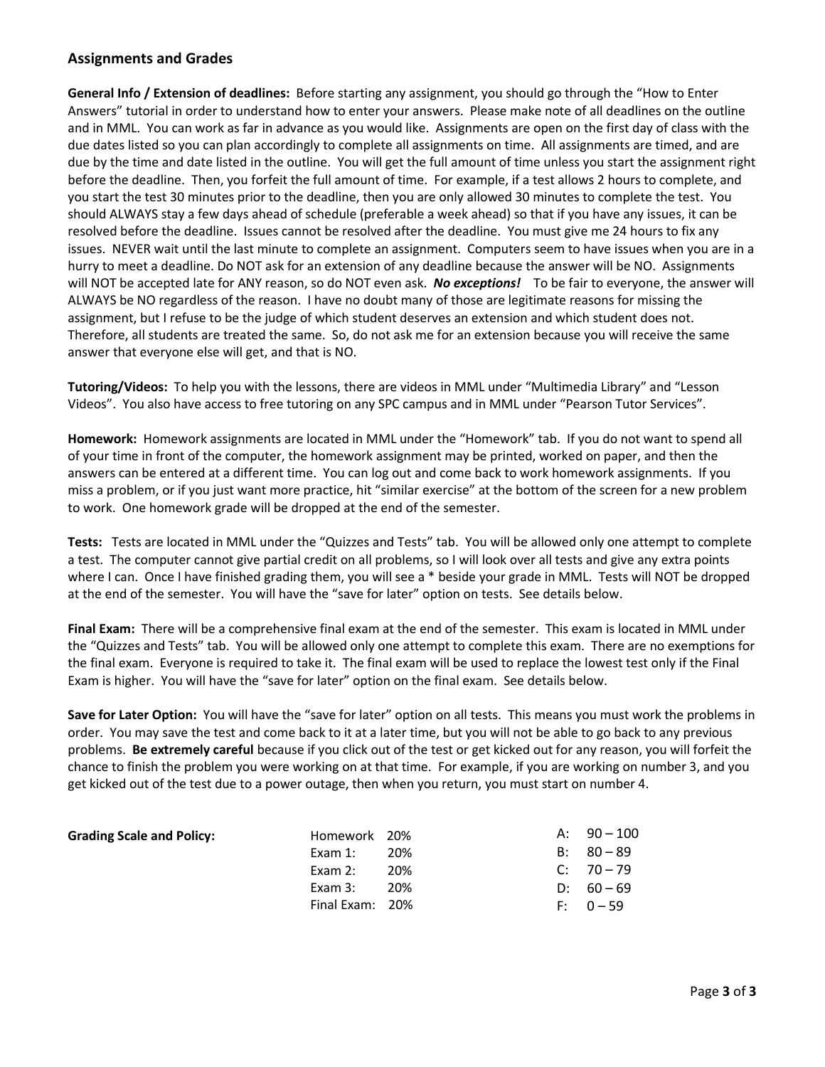## Assignments and Grades

**General Info / Extension of deadlines:** Before starting any assignment, you should go through the "How to Enter Answers" tutorial in order to understand how to enter your answers. Please make note of all deadlines on the outline and in MML. You can work as far in advance as you would like. Assignments are open on the first day of class with the due dates listed so you can plan accordingly to complete all assignments on time. All assignments are timed, and are due by the time and date listed in the outline. You will get the full amount of time unless you start the assignment right before the deadline. Then, you forfeit the full amount of time. For example, if a test allows 2 hours to complete, and you start the test 30 minutes prior to the deadline, then you are only allowed 30 minutes to complete the test. You should ALWAYS stay a few days ahead of schedule (preferable a week ahead) so that if you have any issues, it can be resolved before the deadline. Issues cannot be resolved after the deadline. You must give me 24 hours to fix any issues. NEVER wait until the last minute to complete an assignment. Computers seem to have issues when you are in a hurry to meet a deadline. Do NOT ask for an extension of any deadline because the answer will be NO. Assignments will NOT be accepted late for ANY reason, so do NOT even ask. ***No exceptions!*** To be fair to everyone, the answer will ALWAYS be NO regardless of the reason. I have no doubt many of those are legitimate reasons for missing the assignment, but I refuse to be the judge of which student deserves an extension and which student does not. Therefore, all students are treated the same. So, do not ask me for an extension because you will receive the same answer that everyone else will get, and that is NO.

**Tutoring/Videos:** To help you with the lessons, there are videos in MML under "Multimedia Library" and "Lesson Videos". You also have access to free tutoring on any SPC campus and in MML under "Pearson Tutor Services".

**Homework:** Homework assignments are located in MML under the "Homework" tab. If you do not want to spend all of your time in front of the computer, the homework assignment may be printed, worked on paper, and then the answers can be entered at a different time. You can log out and come back to work homework assignments. If you miss a problem, or if you just want more practice, hit "similar exercise" at the bottom of the screen for a new problem to work. One homework grade will be dropped at the end of the semester.

**Tests:** Tests are located in MML under the "Quizzes and Tests" tab. You will be allowed only one attempt to complete a test. The computer cannot give partial credit on all problems, so I will look over all tests and give any extra points where I can. Once I have finished grading them, you will see a * beside your grade in MML. Tests will NOT be dropped at the end of the semester. You will have the "save for later" option on tests. See details below.

**Final Exam:** There will be a comprehensive final exam at the end of the semester. This exam is located in MML under the "Quizzes and Tests" tab. You will be allowed only one attempt to complete this exam. There are no exemptions for the final exam. Everyone is required to take it. The final exam will be used to replace the lowest test only if the Final Exam is higher. You will have the "save for later" option on the final exam. See details below.

**Save for Later Option:** You will have the "save for later" option on all tests. This means you must work the problems in order. You may save the test and come back to it at a later time, but you will not be able to go back to any previous problems. **Be extremely careful** because if you click out of the test or get kicked out for any reason, you will forfeit the chance to finish the problem you were working on at that time. For example, if you are working on number 3, and you get kicked out of the test due to a power outage, then when you return, you must start on number 4.

**Grading Scale and Policy:**

| | | | |
|---|---|---|---|
| Homework | 20% | A: | 90 – 100 |
| Exam 1: | 20% | B: | 80 – 89 |
| Exam 2: | 20% | C: | 70 – 79 |
| Exam 3: | 20% | D: | 60 – 69 |
| Final Exam: | 20% | F: | 0 – 59 |